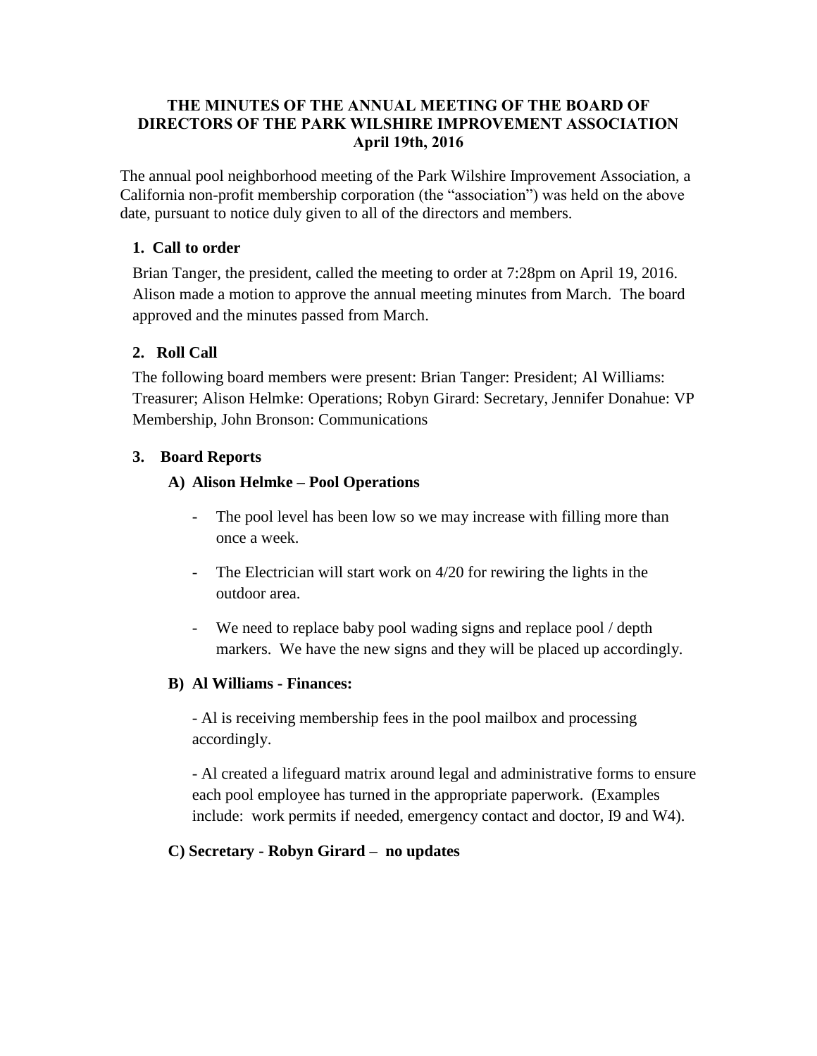# THE MINUTES OF THE ANNUAL MEETING OF THE BOARD OF DIRECTORS OF THE PARK WILSHIRE IMPROVEMENT ASSOCIATION
## April 19th, 2016

The annual pool neighborhood meeting of the Park Wilshire Improvement Association, a California non-profit membership corporation (the "association") was held on the above date, pursuant to notice duly given to all of the directors and members.

### 1. Call to order

Brian Tanger, the president, called the meeting to order at 7:28pm on April 19, 2016. Alison made a motion to approve the annual meeting minutes from March. The board approved and the minutes passed from March.

### 2. Roll Call

The following board members were present: Brian Tanger: President; Al Williams: Treasurer; Alison Helmke: Operations; Robyn Girard: Secretary, Jennifer Donahue: VP Membership, John Bronson: Communications

### 3. Board Reports

#### A) Alison Helmke – Pool Operations

- The pool level has been low so we may increase with filling more than once a week.
- The Electrician will start work on 4/20 for rewiring the lights in the outdoor area.
- We need to replace baby pool wading signs and replace pool / depth markers. We have the new signs and they will be placed up accordingly.

#### B) Al Williams - Finances:

- Al is receiving membership fees in the pool mailbox and processing accordingly.

- Al created a lifeguard matrix around legal and administrative forms to ensure each pool employee has turned in the appropriate paperwork. (Examples include: work permits if needed, emergency contact and doctor, I9 and W4).

#### C) Secretary - Robyn Girard – no updates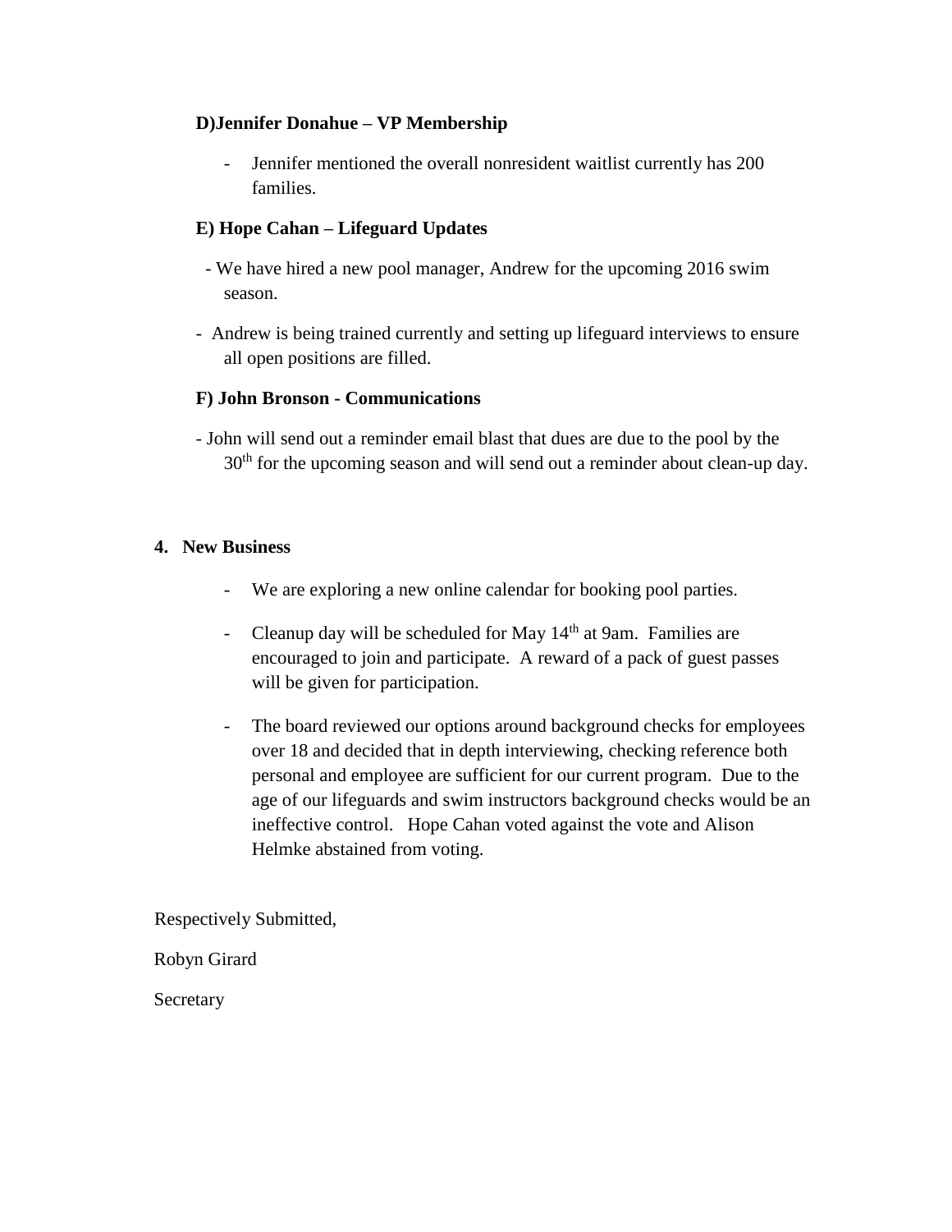**D)Jennifer Donahue – VP Membership**

- Jennifer mentioned the overall nonresident waitlist currently has 200 families.

**E) Hope Cahan – Lifeguard Updates**

- We have hired a new pool manager, Andrew for the upcoming 2016 swim season.
- Andrew is being trained currently and setting up lifeguard interviews to ensure all open positions are filled.

**F) John Bronson - Communications**

- John will send out a reminder email blast that dues are due to the pool by the 30th for the upcoming season and will send out a reminder about clean-up day.

**4. New Business**

- We are exploring a new online calendar for booking pool parties.
- Cleanup day will be scheduled for May 14th at 9am. Families are encouraged to join and participate. A reward of a pack of guest passes will be given for participation.
- The board reviewed our options around background checks for employees over 18 and decided that in depth interviewing, checking reference both personal and employee are sufficient for our current program. Due to the age of our lifeguards and swim instructors background checks would be an ineffective control. Hope Cahan voted against the vote and Alison Helmke abstained from voting.

Respectively Submitted,

Robyn Girard

Secretary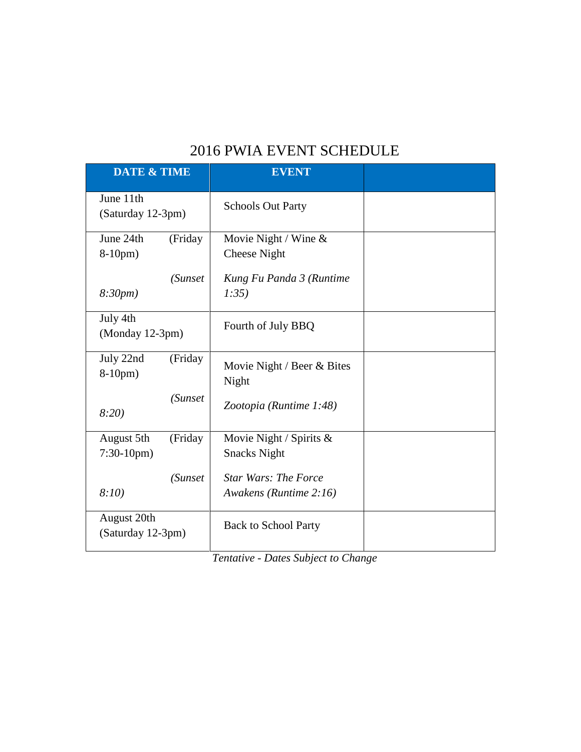# 2016 PWIA EVENT SCHEDULE

| DATE & TIME | EVENT | |
|---|---|---|
| June 11th (Saturday 12-3pm) | Schools Out Party | |
| June 24th (Friday 8-10pm) *(Sunset 8:30pm)* | Movie Night / Wine & Cheese Night *Kung Fu Panda 3 (Runtime 1:35)* | |
| July 4th (Monday 12-3pm) | Fourth of July BBQ | |
| July 22nd (Friday 8-10pm) *(Sunset 8:20)* | Movie Night / Beer & Bites Night *Zootopia (Runtime 1:48)* | |
| August 5th (Friday 7:30-10pm) *(Sunset 8:10)* | Movie Night / Spirits & Snacks Night *Star Wars: The Force Awakens (Runtime 2:16)* | |
| August 20th (Saturday 12-3pm) | Back to School Party | |

*Tentative - Dates Subject to Change*